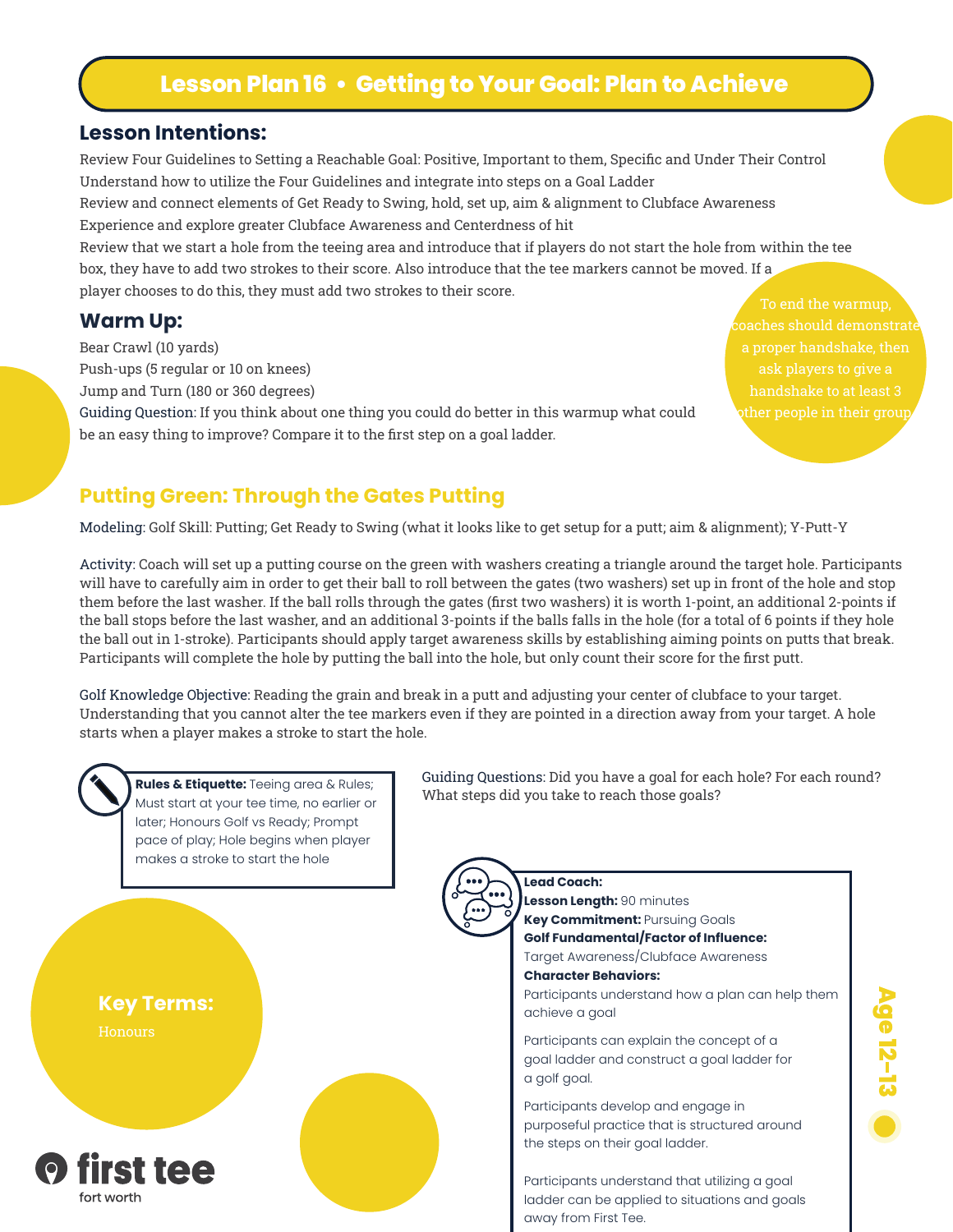# Lesson Plan 16 • Getting to Your Goal: Plan to Achieve

## Lesson Intentions:

Review Four Guidelines to Setting a Reachable Goal: Positive, Important to them, Specific and Under Their Control

Understand how to utilize the Four Guidelines and integrate into steps on a Goal Ladder

Review and connect elements of Get Ready to Swing, hold, set up, aim & alignment to Clubface Awareness

Experience and explore greater Clubface Awareness and Centerdness of hit

Review that we start a hole from the teeing area and introduce that if players do not start the hole from within the tee box, they have to add two strokes to their score. Also introduce that the tee markers cannot be moved. If a player chooses to do this, they must add two strokes to their score.

## Warm Up:

Bear Crawl (10 yards)

Push-ups (5 regular or 10 on knees)

Jump and Turn (180 or 360 degrees)

Guiding Question: If you think about one thing you could do better in this warmup what could be an easy thing to improve? Compare it to the first step on a goal ladder.

To end the warmup, coaches should demonstrate a proper handshake, then ask players to give a handshake to at least 3 other people in their group.

## Putting Green: Through the Gates Putting

Modeling: Golf Skill: Putting; Get Ready to Swing (what it looks like to get setup for a putt; aim & alignment); Y-Putt-Y

Activity: Coach will set up a putting course on the green with washers creating a triangle around the target hole. Participants will have to carefully aim in order to get their ball to roll between the gates (two washers) set up in front of the hole and stop them before the last washer. If the ball rolls through the gates (first two washers) it is worth 1-point, an additional 2-points if the ball stops before the last washer, and an additional 3-points if the balls falls in the hole (for a total of 6 points if they hole the ball out in 1-stroke). Participants should apply target awareness skills by establishing aiming points on putts that break. Participants will complete the hole by putting the ball into the hole, but only count their score for the first putt.

Golf Knowledge Objective: Reading the grain and break in a putt and adjusting your center of clubface to your target. Understanding that you cannot alter the tee markers even if they are pointed in a direction away from your target. A hole starts when a player makes a stroke to start the hole.

**Rules & Etiquette:** Teeing area & Rules; Must start at your tee time, no earlier or later; Honours Golf vs Ready; Prompt pace of play; Hole begins when player makes a stroke to start the hole

Guiding Questions: Did you have a goal for each hole? For each round? What steps did you take to reach those goals?

**Key Terms:**

Honours

**Lead Coach:**
**Lesson Length:** 90 minutes
**Key Commitment:** Pursuing Goals
**Golf Fundamental/Factor of Influence:**
Target Awareness/Clubface Awareness
**Character Behaviors:**
Participants understand how a plan can help them achieve a goal

Participants can explain the concept of a goal ladder and construct a goal ladder for a golf goal.

Participants develop and engage in purposeful practice that is structured around the steps on their goal ladder.

Participants understand that utilizing a goal ladder can be applied to situations and goals away from First Tee.

Age 12–13

first tee
fort worth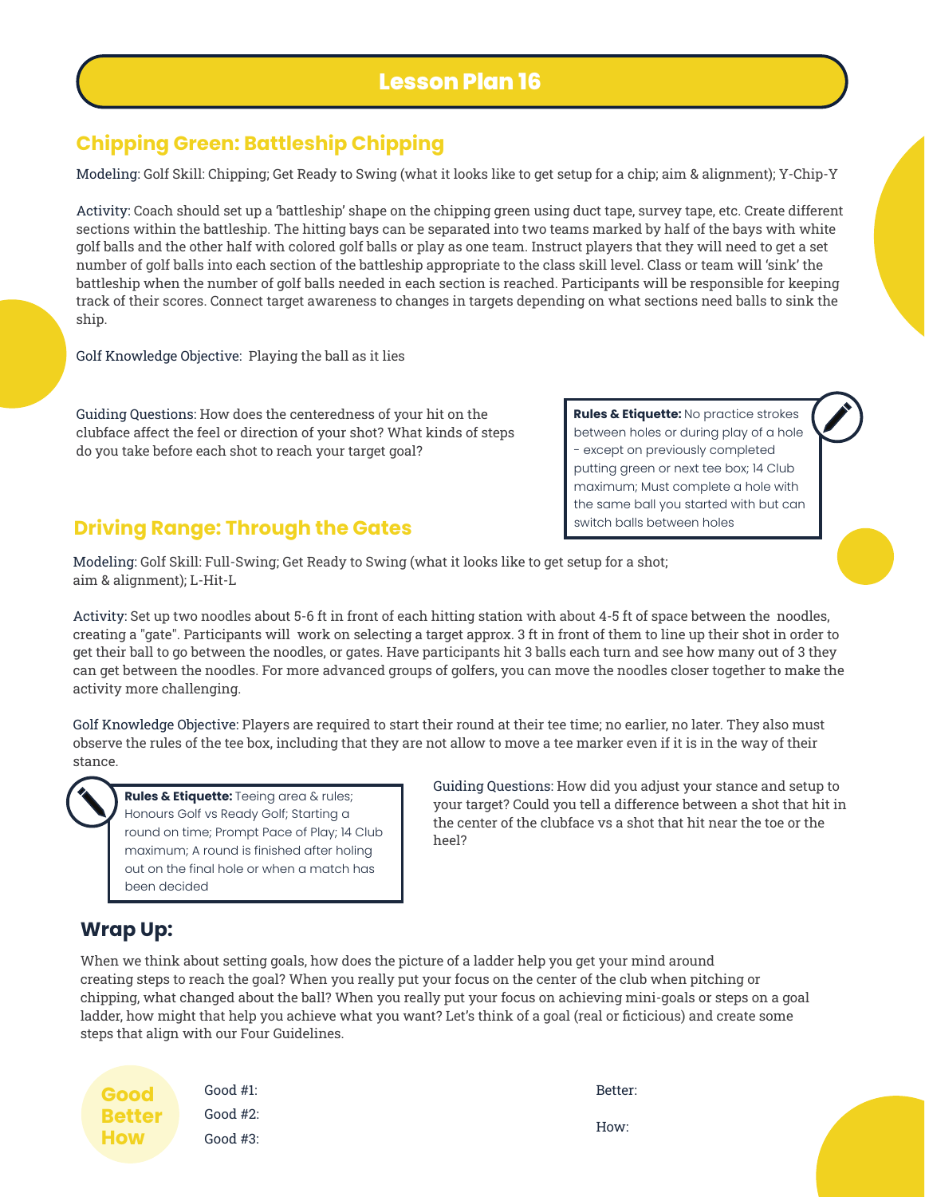# Lesson Plan 16

## Chipping Green: Battleship Chipping

Modeling: Golf Skill: Chipping; Get Ready to Swing (what it looks like to get setup for a chip; aim & alignment); Y-Chip-Y

Activity: Coach should set up a 'battleship' shape on the chipping green using duct tape, survey tape, etc. Create different sections within the battleship. The hitting bays can be separated into two teams marked by half of the bays with white golf balls and the other half with colored golf balls or play as one team. Instruct players that they will need to get a set number of golf balls into each section of the battleship appropriate to the class skill level. Class or team will 'sink' the battleship when the number of golf balls needed in each section is reached. Participants will be responsible for keeping track of their scores. Connect target awareness to changes in targets depending on what sections need balls to sink the ship.

Golf Knowledge Objective: Playing the ball as it lies

Guiding Questions: How does the centeredness of your hit on the clubface affect the feel or direction of your shot? What kinds of steps do you take before each shot to reach your target goal?

**Rules & Etiquette:** No practice strokes between holes or during play of a hole - except on previously completed putting green or next tee box; 14 Club maximum; Must complete a hole with the same ball you started with but can switch balls between holes

## Driving Range: Through the Gates

Modeling: Golf Skill: Full-Swing; Get Ready to Swing (what it looks like to get setup for a shot; aim & alignment); L-Hit-L

Activity: Set up two noodles about 5-6 ft in front of each hitting station with about 4-5 ft of space between the noodles, creating a "gate". Participants will work on selecting a target approx. 3 ft in front of them to line up their shot in order to get their ball to go between the noodles, or gates. Have participants hit 3 balls each turn and see how many out of 3 they can get between the noodles. For more advanced groups of golfers, you can move the noodles closer together to make the activity more challenging.

Golf Knowledge Objective: Players are required to start their round at their tee time; no earlier, no later. They also must observe the rules of the tee box, including that they are not allow to move a tee marker even if it is in the way of their stance.

**Rules & Etiquette:** Teeing area & rules; Honours Golf vs Ready Golf; Starting a round on time; Prompt Pace of Play; 14 Club maximum; A round is finished after holing out on the final hole or when a match has been decided

Guiding Questions: How did you adjust your stance and setup to your target? Could you tell a difference between a shot that hit in the center of the clubface vs a shot that hit near the toe or the heel?

## Wrap Up:

When we think about setting goals, how does the picture of a ladder help you get your mind around creating steps to reach the goal? When you really put your focus on the center of the club when pitching or chipping, what changed about the ball? When you really put your focus on achieving mini-goals or steps on a goal ladder, how might that help you achieve what you want? Let's think of a goal (real or ficticious) and create some steps that align with our Four Guidelines.

**Good Better How**

Good #1:

Good #2:

Good #3:

Better:

How: